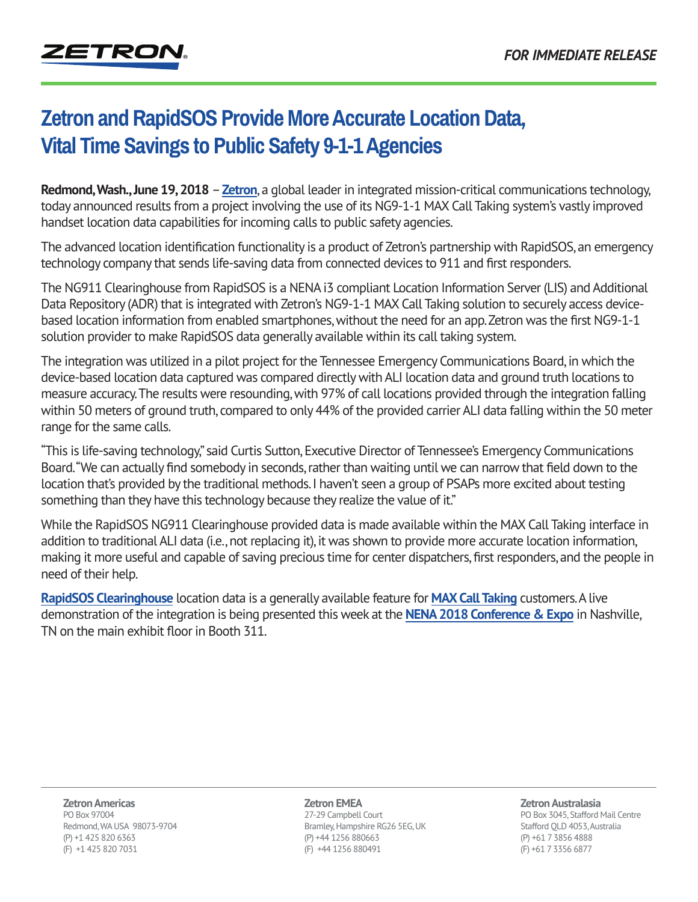ZETRON

*FOR IMMEDIATE RELEASE*

# Zetron and RapidSOS Provide More Accurate Location Data, Vital Time Savings to Public Safety 9-1-1 Agencies

**Redmond, Wash., June 19, 2018** – **Zetron**, a global leader in integrated mission-critical communications technology, today announced results from a project involving the use of its NG9-1-1 MAX Call Taking system's vastly improved handset location data capabilities for incoming calls to public safety agencies.

The advanced location identification functionality is a product of Zetron's partnership with RapidSOS, an emergency technology company that sends life-saving data from connected devices to 911 and first responders.

The NG911 Clearinghouse from RapidSOS is a NENA i3 compliant Location Information Server (LIS) and Additional Data Repository (ADR) that is integrated with Zetron's NG9-1-1 MAX Call Taking solution to securely access device-based location information from enabled smartphones, without the need for an app. Zetron was the first NG9-1-1 solution provider to make RapidSOS data generally available within its call taking system.

The integration was utilized in a pilot project for the Tennessee Emergency Communications Board, in which the device-based location data captured was compared directly with ALI location data and ground truth locations to measure accuracy. The results were resounding, with 97% of call locations provided through the integration falling within 50 meters of ground truth, compared to only 44% of the provided carrier ALI data falling within the 50 meter range for the same calls.

"This is life-saving technology," said Curtis Sutton, Executive Director of Tennessee's Emergency Communications Board. "We can actually find somebody in seconds, rather than waiting until we can narrow that field down to the location that's provided by the traditional methods. I haven't seen a group of PSAPs more excited about testing something than they have this technology because they realize the value of it."

While the RapidSOS NG911 Clearinghouse provided data is made available within the MAX Call Taking interface in addition to traditional ALI data (i.e., not replacing it), it was shown to provide more accurate location information, making it more useful and capable of saving precious time for center dispatchers, first responders, and the people in need of their help.

**RapidSOS Clearinghouse** location data is a generally available feature for **MAX Call Taking** customers. A live demonstration of the integration is being presented this week at the **NENA 2018 Conference & Expo** in Nashville, TN on the main exhibit floor in Booth 311.

**Zetron Americas**
PO Box 97004
Redmond, WA USA 98073-9704
(P) +1 425 820 6363
(F) +1 425 820 7031

**Zetron EMEA**
27-29 Campbell Court
Bramley, Hampshire RG26 5EG, UK
(P) +44 1256 880663
(F) +44 1256 880491

**Zetron Australasia**
PO Box 3045, Stafford Mail Centre
Stafford QLD 4053, Australia
(P) +61 7 3856 4888
(F) +61 7 3356 6877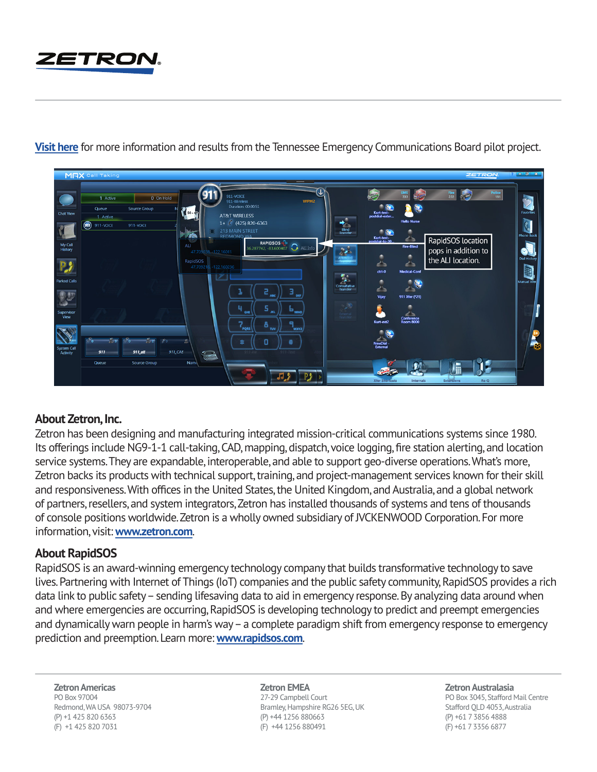[Visit here](#) for more information and results from the Tennessee Emergency Communications Board pilot project.

## About Zetron, Inc.

Zetron has been designing and manufacturing integrated mission-critical communications systems since 1980. Its offerings include NG9-1-1 call-taking, CAD, mapping, dispatch, voice logging, fire station alerting, and location service systems. They are expandable, interoperable, and able to support geo-diverse operations. What's more, Zetron backs its products with technical support, training, and project-management services known for their skill and responsiveness. With offices in the United States, the United Kingdom, and Australia, and a global network of partners, resellers, and system integrators, Zetron has installed thousands of systems and tens of thousands of console positions worldwide. Zetron is a wholly owned subsidiary of JVCKENWOOD Corporation. For more information, visit: **www.zetron.com**.

## About RapidSOS

RapidSOS is an award-winning emergency technology company that builds transformative technology to save lives. Partnering with Internet of Things (IoT) companies and the public safety community, RapidSOS provides a rich data link to public safety – sending lifesaving data to aid in emergency response. By analyzing data around when and where emergencies are occurring, RapidSOS is developing technology to predict and preempt emergencies and dynamically warn people in harm's way – a complete paradigm shift from emergency response to emergency prediction and preemption. Learn more: **www.rapidsos.com**.

**Zetron Americas**
PO Box 97004
Redmond, WA USA 98073-9704
(P) +1 425 820 6363
(F) +1 425 820 7031

**Zetron EMEA**
27-29 Campbell Court
Bramley, Hampshire RG26 5EG, UK
(P) +44 1256 880663
(F) +44 1256 880491

**Zetron Australasia**
PO Box 3045, Stafford Mail Centre
Stafford QLD 4053, Australia
(P) +61 7 3856 4888
(F) +61 7 3356 6877